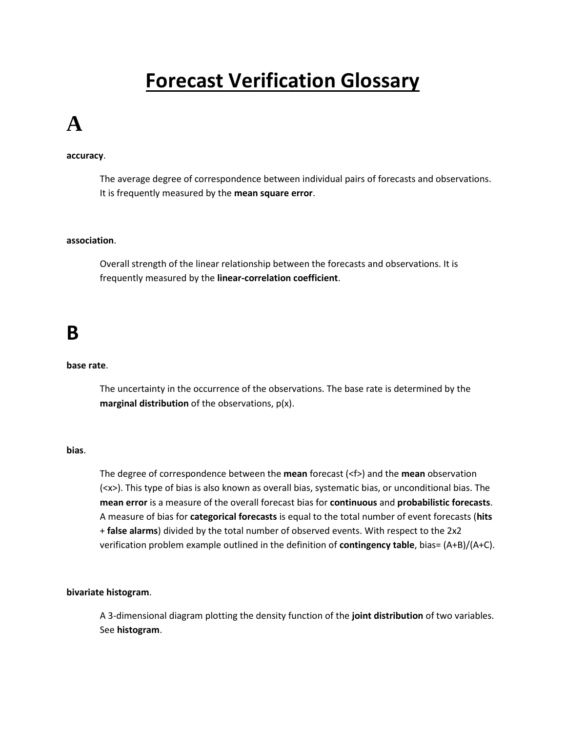# Forecast Verification Glossary

## A

**accuracy**.

The average degree of correspondence between individual pairs of forecasts and observations. It is frequently measured by the **mean square error**.

**association**.

Overall strength of the linear relationship between the forecasts and observations. It is frequently measured by the **linear-correlation coefficient**.

## B

**base rate**.

The uncertainty in the occurrence of the observations. The base rate is determined by the **marginal distribution** of the observations, p(x).

**bias**.

The degree of correspondence between the **mean** forecast (<f>) and the **mean** observation (<x>). This type of bias is also known as overall bias, systematic bias, or unconditional bias. The **mean error** is a measure of the overall forecast bias for **continuous** and **probabilistic forecasts**. A measure of bias for **categorical forecasts** is equal to the total number of event forecasts (**hits** + **false alarms**) divided by the total number of observed events. With respect to the 2x2 verification problem example outlined in the definition of **contingency table**, bias= (A+B)/(A+C).

**bivariate histogram**.

A 3-dimensional diagram plotting the density function of the **joint distribution** of two variables. See **histogram**.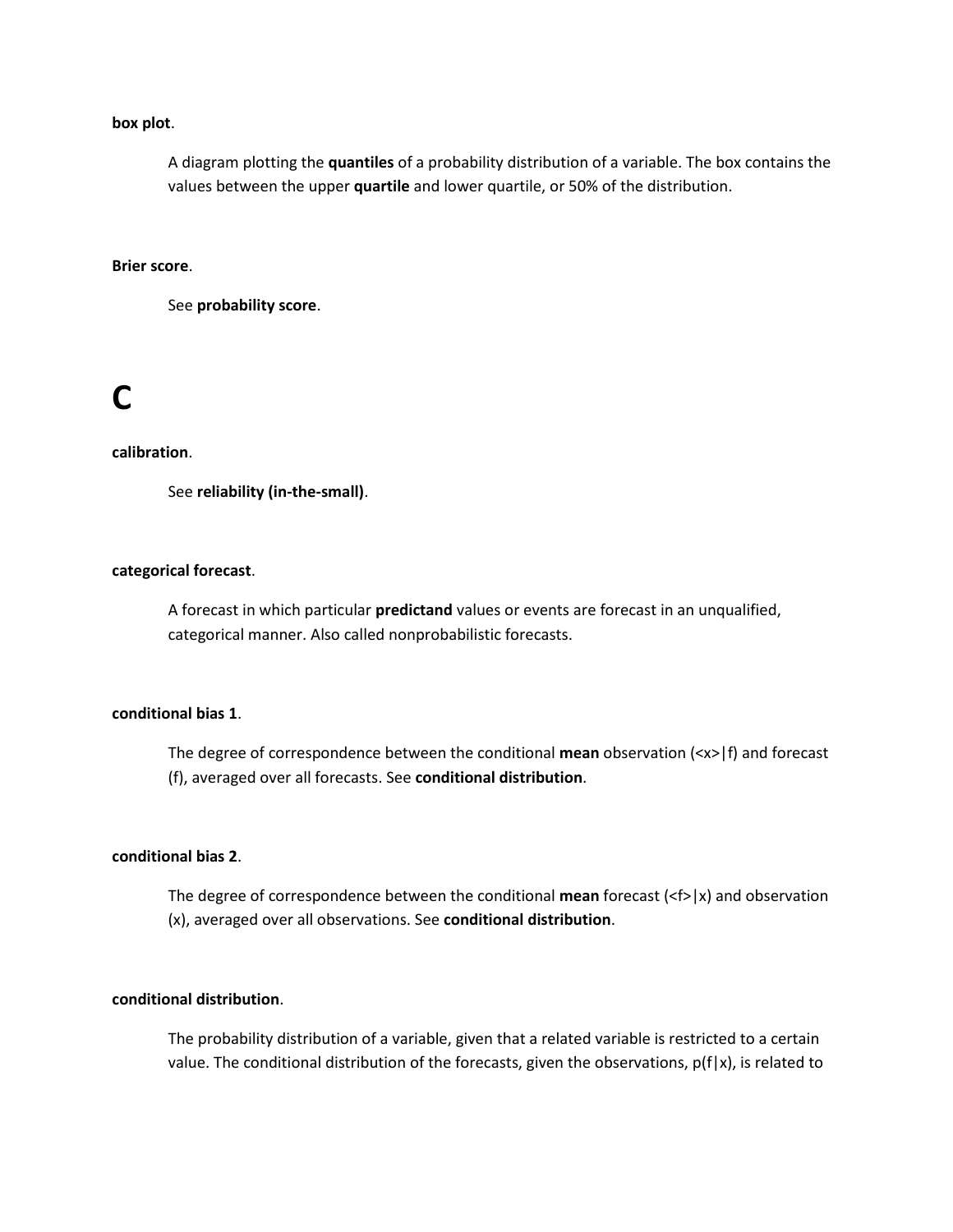**box plot**.

A diagram plotting the **quantiles** of a probability distribution of a variable. The box contains the values between the upper **quartile** and lower quartile, or 50% of the distribution.

**Brier score**.

See **probability score**.

# C

**calibration**.

See **reliability (in-the-small)**.

**categorical forecast**.

A forecast in which particular **predictand** values or events are forecast in an unqualified, categorical manner. Also called nonprobabilistic forecasts.

**conditional bias 1**.

The degree of correspondence between the conditional **mean** observation ($\langle x \rangle | f$) and forecast ($f$), averaged over all forecasts. See **conditional distribution**.

**conditional bias 2**.

The degree of correspondence between the conditional **mean** forecast ($\langle f \rangle | x$) and observation ($x$), averaged over all observations. See **conditional distribution**.

**conditional distribution**.

The probability distribution of a variable, given that a related variable is restricted to a certain value. The conditional distribution of the forecasts, given the observations, $p(f|x)$, is related to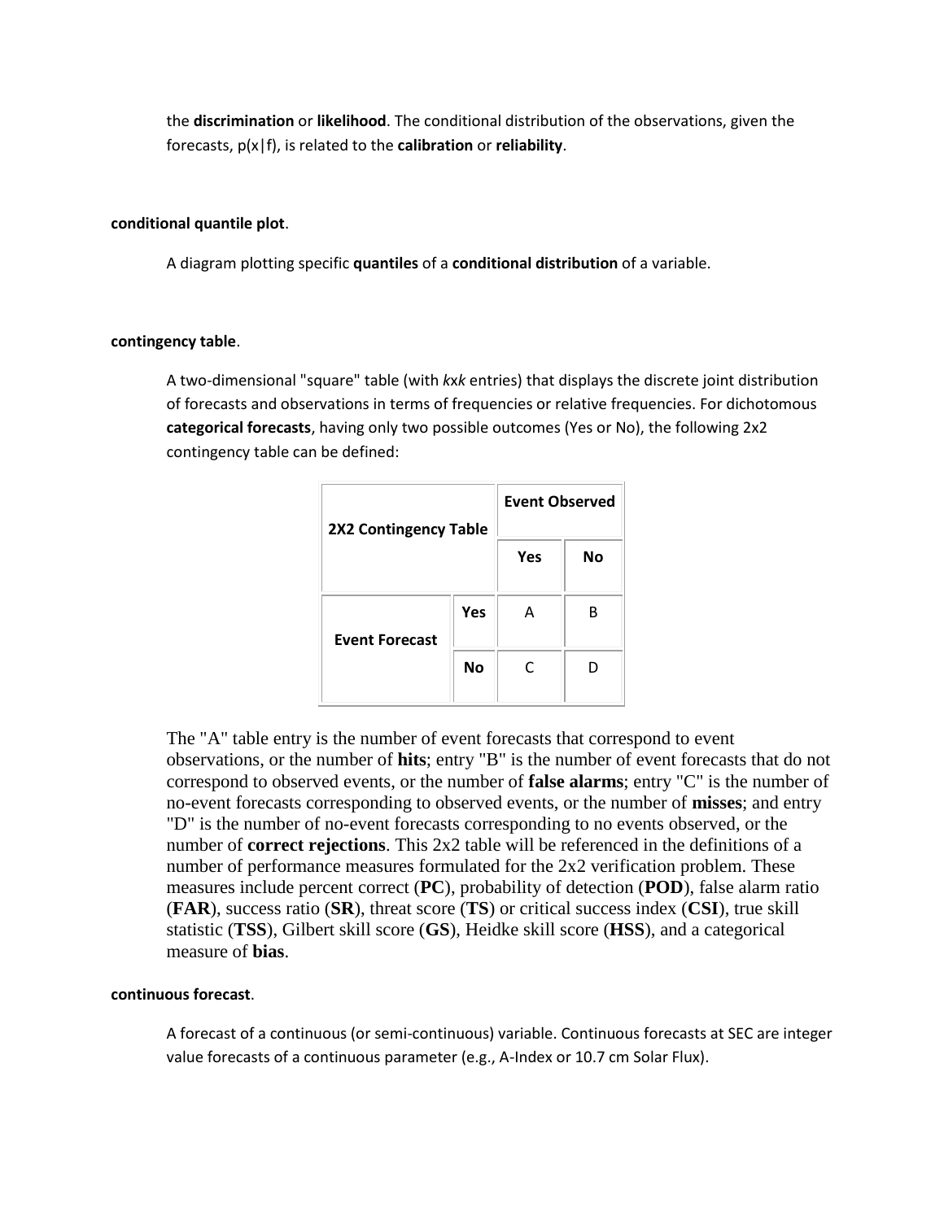the **discrimination** or **likelihood**. The conditional distribution of the observations, given the forecasts, p(x|f), is related to the **calibration** or **reliability**.

**conditional quantile plot**.

A diagram plotting specific **quantiles** of a **conditional distribution** of a variable.

**contingency table**.

A two-dimensional "square" table (with *k*x*k* entries) that displays the discrete joint distribution of forecasts and observations in terms of frequencies or relative frequencies. For dichotomous **categorical forecasts**, having only two possible outcomes (Yes or No), the following 2x2 contingency table can be defined:

| 2X2 Contingency Table | | Event Observed | |
|---|---|---|---|
| | | Yes | No |
| Event Forecast | Yes | A | B |
| | No | C | D |

The "A" table entry is the number of event forecasts that correspond to event observations, or the number of **hits**; entry "B" is the number of event forecasts that do not correspond to observed events, or the number of **false alarms**; entry "C" is the number of no-event forecasts corresponding to observed events, or the number of **misses**; and entry "D" is the number of no-event forecasts corresponding to no events observed, or the number of **correct rejections**. This 2x2 table will be referenced in the definitions of a number of performance measures formulated for the 2x2 verification problem. These measures include percent correct (**PC**), probability of detection (**POD**), false alarm ratio (**FAR**), success ratio (**SR**), threat score (**TS**) or critical success index (**CSI**), true skill statistic (**TSS**), Gilbert skill score (**GS**), Heidke skill score (**HSS**), and a categorical measure of **bias**.

**continuous forecast**.

A forecast of a continuous (or semi-continuous) variable. Continuous forecasts at SEC are integer value forecasts of a continuous parameter (e.g., A-Index or 10.7 cm Solar Flux).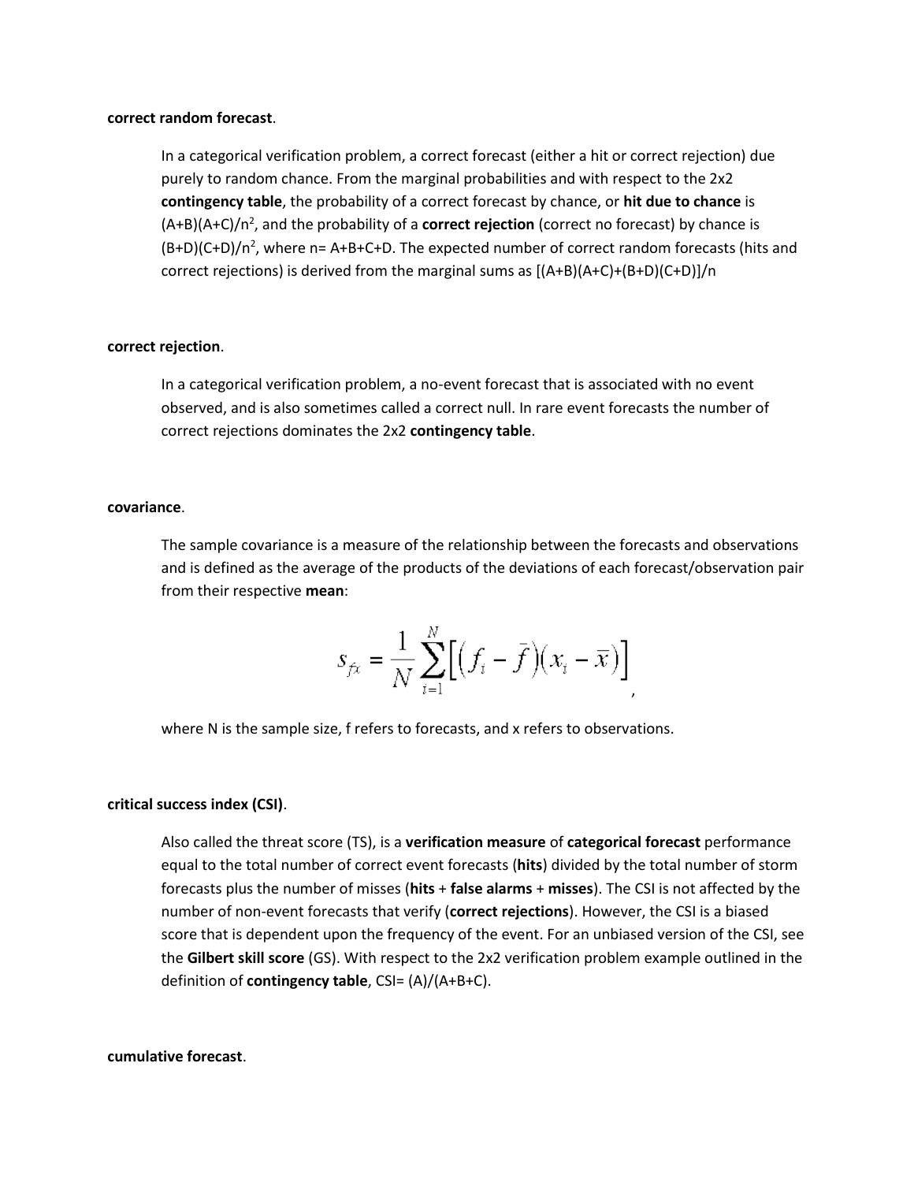**correct random forecast**.

In a categorical verification problem, a correct forecast (either a hit or correct rejection) due purely to random chance. From the marginal probabilities and with respect to the 2x2 **contingency table**, the probability of a correct forecast by chance, or **hit due to chance** is $(A+B)(A+C)/n^2$, and the probability of a **correct rejection** (correct no forecast) by chance is $(B+D)(C+D)/n^2$, where n= A+B+C+D. The expected number of correct random forecasts (hits and correct rejections) is derived from the marginal sums as [(A+B)(A+C)+(B+D)(C+D)]/n

**correct rejection**.

In a categorical verification problem, a no-event forecast that is associated with no event observed, and is also sometimes called a correct null. In rare event forecasts the number of correct rejections dominates the 2x2 **contingency table**.

**covariance**.

The sample covariance is a measure of the relationship between the forecasts and observations and is defined as the average of the products of the deviations of each forecast/observation pair from their respective **mean**:

$$s_{fx} = \frac{1}{N}\sum_{i=1}^{N}\left[\left(f_i - \bar{f}\right)\left(x_i - \bar{x}\right)\right],$$

where N is the sample size, f refers to forecasts, and x refers to observations.

**critical success index (CSI)**.

Also called the threat score (TS), is a **verification measure** of **categorical forecast** performance equal to the total number of correct event forecasts (**hits**) divided by the total number of storm forecasts plus the number of misses (**hits** + **false alarms** + **misses**). The CSI is not affected by the number of non-event forecasts that verify (**correct rejections**). However, the CSI is a biased score that is dependent upon the frequency of the event. For an unbiased version of the CSI, see the **Gilbert skill score** (GS). With respect to the 2x2 verification problem example outlined in the definition of **contingency table**, CSI= (A)/(A+B+C).

**cumulative forecast**.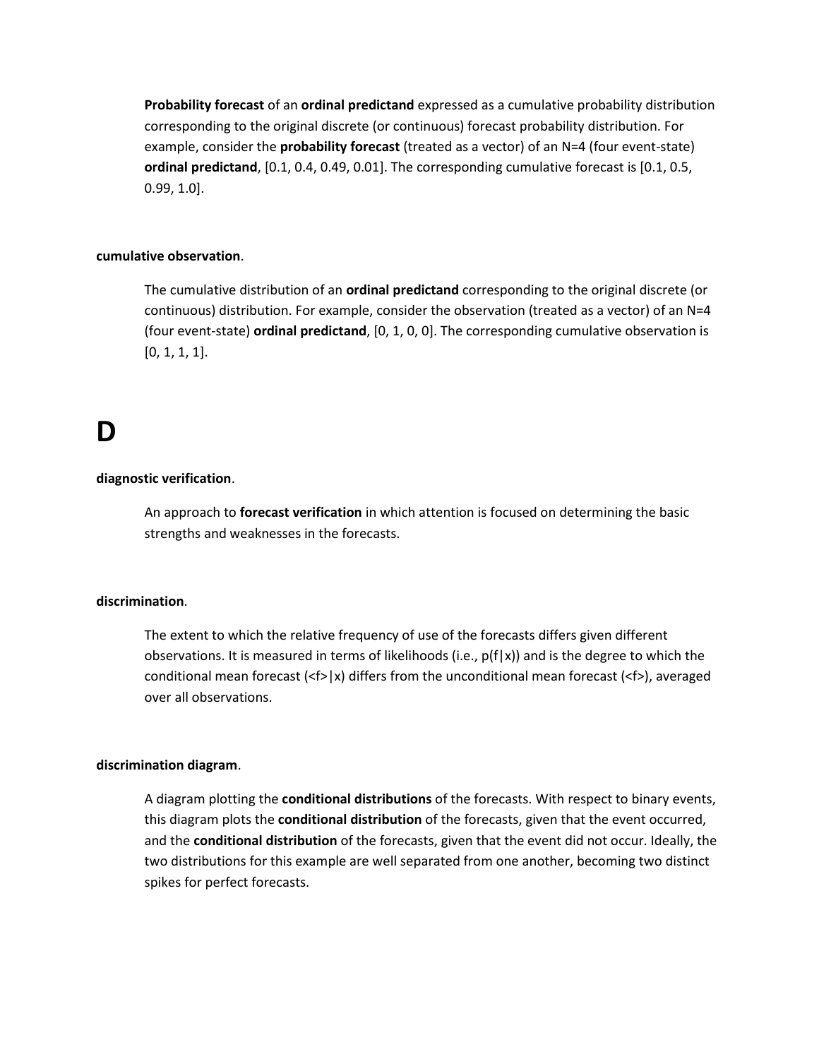**Probability forecast** of an **ordinal predictand** expressed as a cumulative probability distribution corresponding to the original discrete (or continuous) forecast probability distribution. For example, consider the **probability forecast** (treated as a vector) of an N=4 (four event-state) **ordinal predictand**, [0.1, 0.4, 0.49, 0.01]. The corresponding cumulative forecast is [0.1, 0.5, 0.99, 1.0].

**cumulative observation**.

The cumulative distribution of an **ordinal predictand** corresponding to the original discrete (or continuous) distribution. For example, consider the observation (treated as a vector) of an N=4 (four event-state) **ordinal predictand**, [0, 1, 0, 0]. The corresponding cumulative observation is [0, 1, 1, 1].

# D

**diagnostic verification**.

An approach to **forecast verification** in which attention is focused on determining the basic strengths and weaknesses in the forecasts.

**discrimination**.

The extent to which the relative frequency of use of the forecasts differs given different observations. It is measured in terms of likelihoods (i.e., $p(f|x)$) and is the degree to which the conditional mean forecast ($\langle f \rangle | x$) differs from the unconditional mean forecast ($\langle f \rangle$), averaged over all observations.

**discrimination diagram**.

A diagram plotting the **conditional distributions** of the forecasts. With respect to binary events, this diagram plots the **conditional distribution** of the forecasts, given that the event occurred, and the **conditional distribution** of the forecasts, given that the event did not occur. Ideally, the two distributions for this example are well separated from one another, becoming two distinct spikes for perfect forecasts.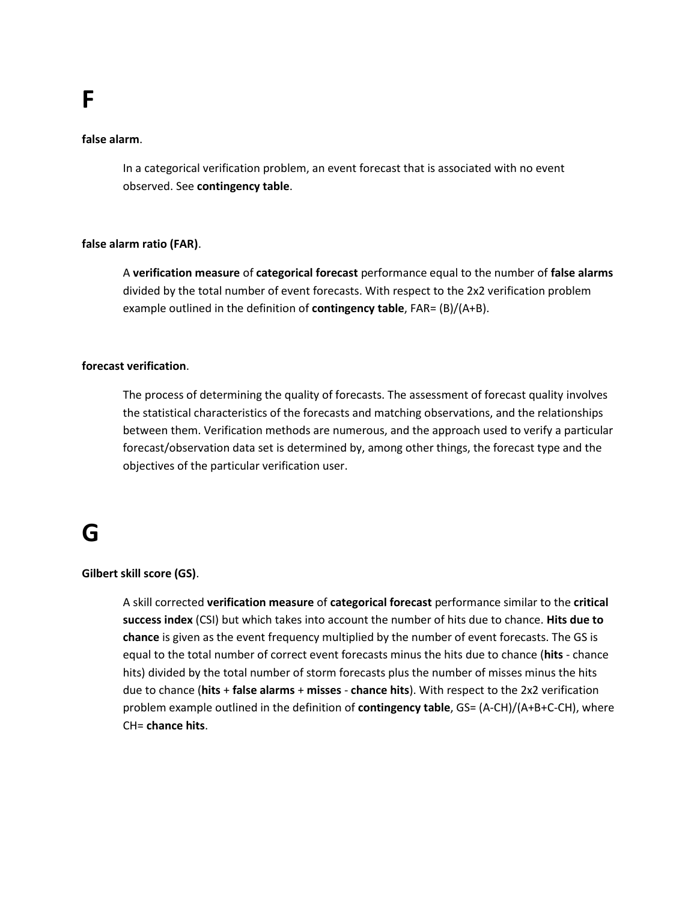# F

**false alarm**.

In a categorical verification problem, an event forecast that is associated with no event observed. See **contingency table**.

**false alarm ratio (FAR)**.

A **verification measure** of **categorical forecast** performance equal to the number of **false alarms** divided by the total number of event forecasts. With respect to the 2x2 verification problem example outlined in the definition of **contingency table**, FAR= (B)/(A+B).

**forecast verification**.

The process of determining the quality of forecasts. The assessment of forecast quality involves the statistical characteristics of the forecasts and matching observations, and the relationships between them. Verification methods are numerous, and the approach used to verify a particular forecast/observation data set is determined by, among other things, the forecast type and the objectives of the particular verification user.

# G

**Gilbert skill score (GS)**.

A skill corrected **verification measure** of **categorical forecast** performance similar to the **critical success index** (CSI) but which takes into account the number of hits due to chance. **Hits due to chance** is given as the event frequency multiplied by the number of event forecasts. The GS is equal to the total number of correct event forecasts minus the hits due to chance (**hits** - chance hits) divided by the total number of storm forecasts plus the number of misses minus the hits due to chance (**hits** + **false alarms** + **misses** - **chance hits**). With respect to the 2x2 verification problem example outlined in the definition of **contingency table**, GS= (A-CH)/(A+B+C-CH), where CH= **chance hits**.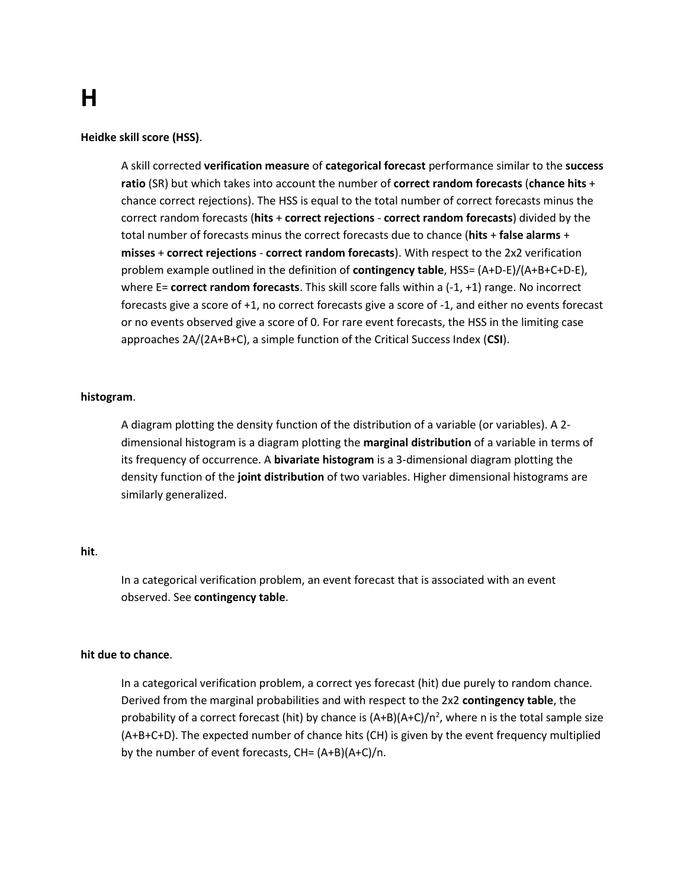# H

**Heidke skill score (HSS)**.

A skill corrected **verification measure** of **categorical forecast** performance similar to the **success ratio** (SR) but which takes into account the number of **correct random forecasts** (**chance hits** + chance correct rejections). The HSS is equal to the total number of correct forecasts minus the correct random forecasts (**hits** + **correct rejections** - **correct random forecasts**) divided by the total number of forecasts minus the correct forecasts due to chance (**hits** + **false alarms** + **misses** + **correct rejections** - **correct random forecasts**). With respect to the 2x2 verification problem example outlined in the definition of **contingency table**, HSS= $(A+D-E)/(A+B+C+D-E)$, where E= **correct random forecasts**. This skill score falls within a (-1, +1) range. No incorrect forecasts give a score of +1, no correct forecasts give a score of -1, and either no events forecast or no events observed give a score of 0. For rare event forecasts, the HSS in the limiting case approaches $2A/(2A+B+C)$, a simple function of the Critical Success Index (**CSI**).

**histogram**.

A diagram plotting the density function of the distribution of a variable (or variables). A 2-dimensional histogram is a diagram plotting the **marginal distribution** of a variable in terms of its frequency of occurrence. A **bivariate histogram** is a 3-dimensional diagram plotting the density function of the **joint distribution** of two variables. Higher dimensional histograms are similarly generalized.

**hit**.

In a categorical verification problem, an event forecast that is associated with an event observed. See **contingency table**.

**hit due to chance**.

In a categorical verification problem, a correct yes forecast (hit) due purely to random chance. Derived from the marginal probabilities and with respect to the 2x2 **contingency table**, the probability of a correct forecast (hit) by chance is $(A+B)(A+C)/n^2$, where n is the total sample size (A+B+C+D). The expected number of chance hits (CH) is given by the event frequency multiplied by the number of event forecasts, CH= $(A+B)(A+C)/n$.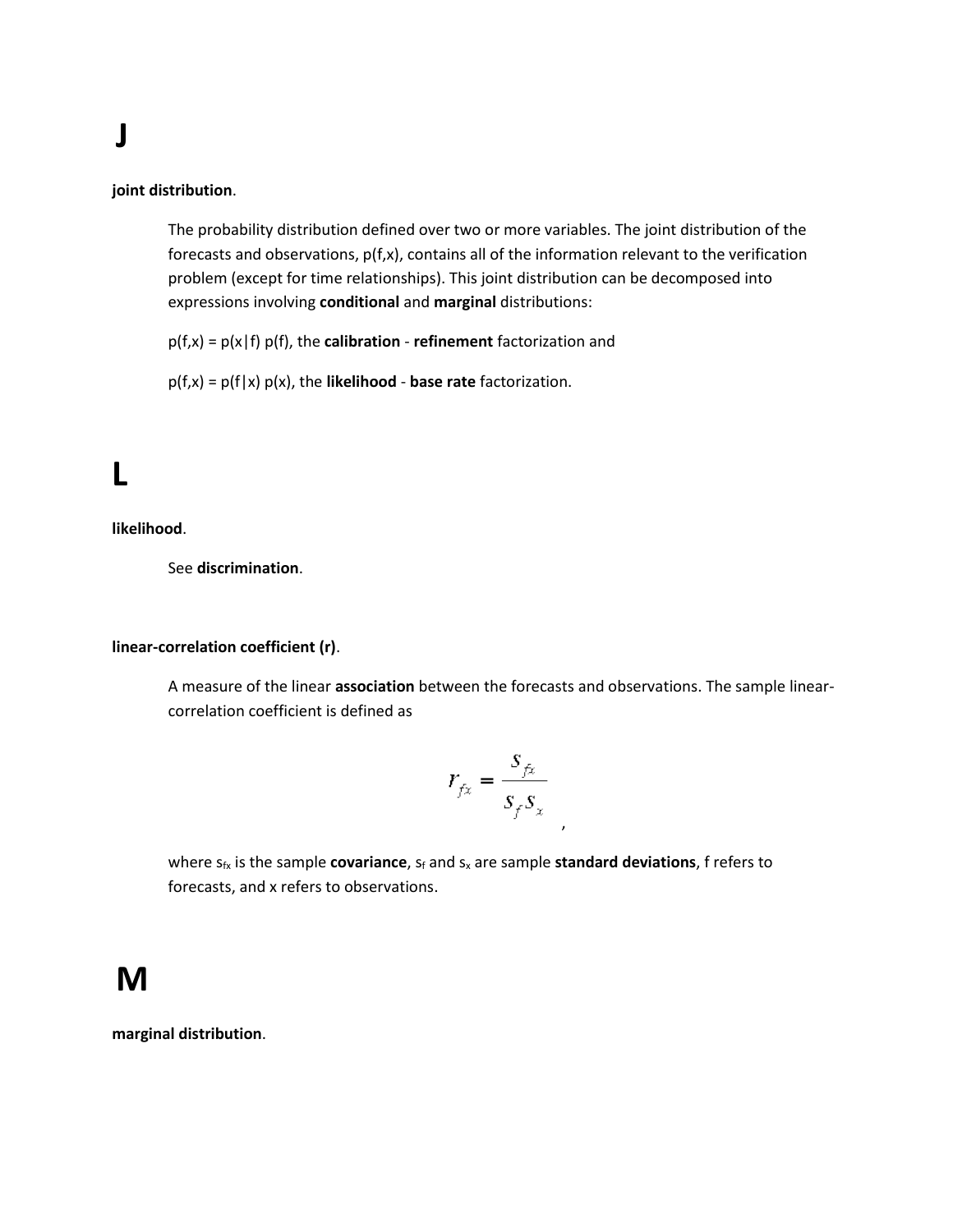# J

**joint distribution**.

The probability distribution defined over two or more variables. The joint distribution of the forecasts and observations, p(f,x), contains all of the information relevant to the verification problem (except for time relationships). This joint distribution can be decomposed into expressions involving **conditional** and **marginal** distributions:

p(f,x) = p(x|f) p(f), the **calibration** - **refinement** factorization and

p(f,x) = p(f|x) p(x), the **likelihood** - **base rate** factorization.

# L

**likelihood**.

See **discrimination**.

**linear-correlation coefficient (r)**.

A measure of the linear **association** between the forecasts and observations. The sample linear-correlation coefficient is defined as

$$r_{fx} = \frac{s_{fx}}{s_f s_x},$$

where $s_{fx}$ is the sample **covariance**, $s_f$ and $s_x$ are sample **standard deviations**, f refers to forecasts, and x refers to observations.

# M

**marginal distribution**.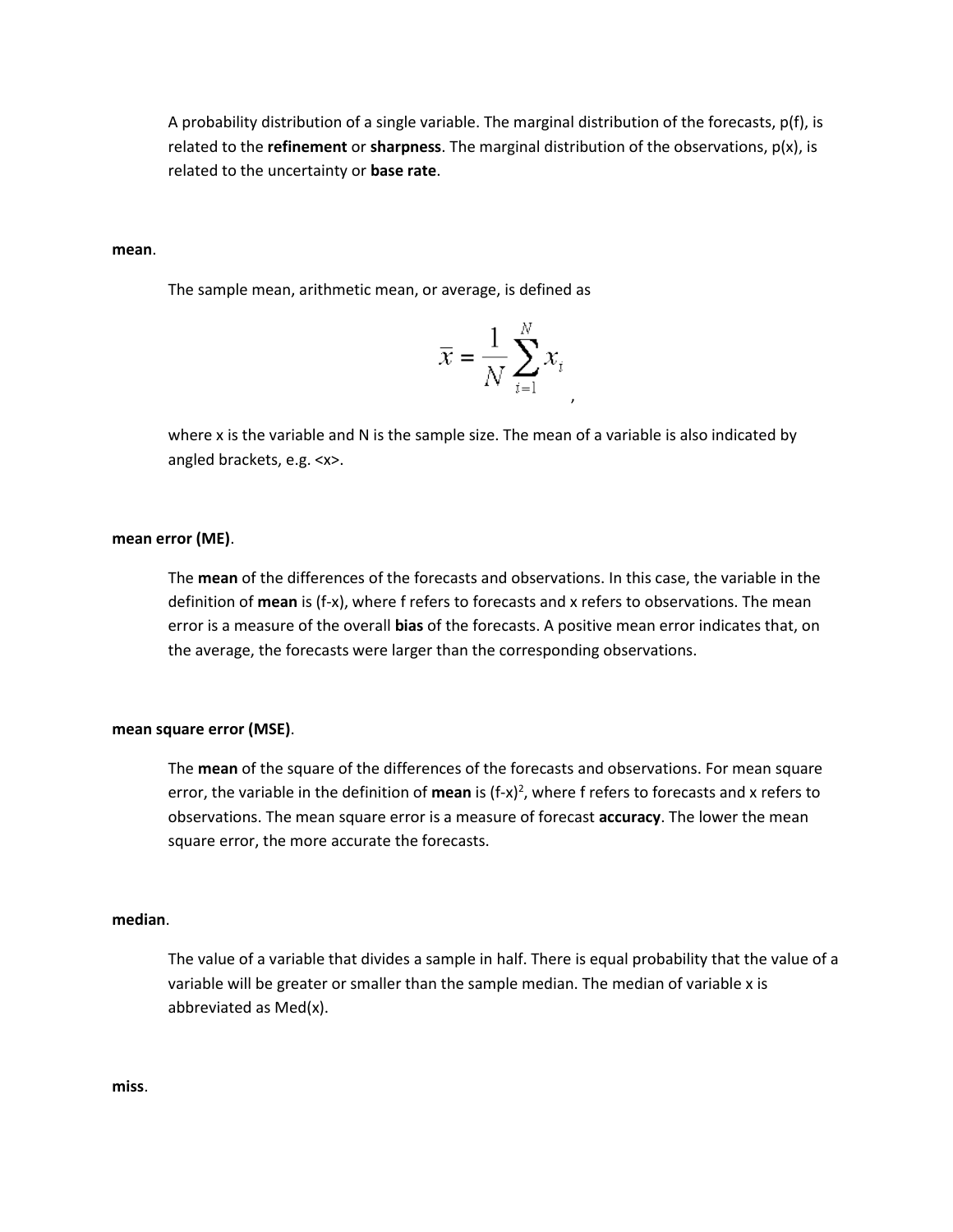A probability distribution of a single variable. The marginal distribution of the forecasts, p(f), is related to the **refinement** or **sharpness**. The marginal distribution of the observations, p(x), is related to the uncertainty or **base rate**.

**mean**.

The sample mean, arithmetic mean, or average, is defined as

$$\bar{x} = \frac{1}{N}\sum_{i=1}^{N} x_i ,$$

where x is the variable and N is the sample size. The mean of a variable is also indicated by angled brackets, e.g. <x>.

**mean error (ME)**.

The **mean** of the differences of the forecasts and observations. In this case, the variable in the definition of **mean** is (f-x), where f refers to forecasts and x refers to observations. The mean error is a measure of the overall **bias** of the forecasts. A positive mean error indicates that, on the average, the forecasts were larger than the corresponding observations.

**mean square error (MSE)**.

The **mean** of the square of the differences of the forecasts and observations. For mean square error, the variable in the definition of **mean** is $(f-x)^2$, where f refers to forecasts and x refers to observations. The mean square error is a measure of forecast **accuracy**. The lower the mean square error, the more accurate the forecasts.

**median**.

The value of a variable that divides a sample in half. There is equal probability that the value of a variable will be greater or smaller than the sample median. The median of variable x is abbreviated as Med(x).

**miss**.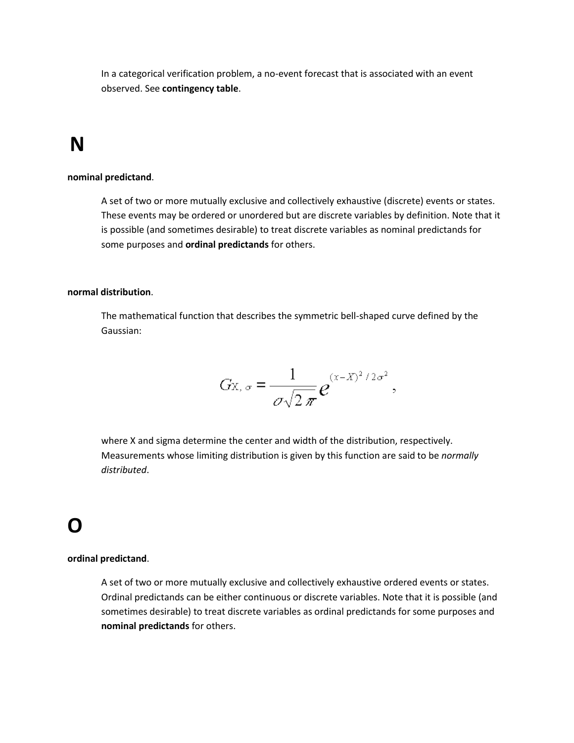In a categorical verification problem, a no-event forecast that is associated with an event observed. See **contingency table**.

# N

**nominal predictand**.

A set of two or more mutually exclusive and collectively exhaustive (discrete) events or states. These events may be ordered or unordered but are discrete variables by definition. Note that it is possible (and sometimes desirable) to treat discrete variables as nominal predictands for some purposes and **ordinal predictands** for others.

**normal distribution**.

The mathematical function that describes the symmetric bell-shaped curve defined by the Gaussian:

$$G_{X,\sigma} = \frac{1}{\sigma\sqrt{2\pi}} e^{(x-X)^2/2\sigma^2},$$

where X and sigma determine the center and width of the distribution, respectively. Measurements whose limiting distribution is given by this function are said to be *normally distributed*.

# O

**ordinal predictand**.

A set of two or more mutually exclusive and collectively exhaustive ordered events or states. Ordinal predictands can be either continuous or discrete variables. Note that it is possible (and sometimes desirable) to treat discrete variables as ordinal predictands for some purposes and **nominal predictands** for others.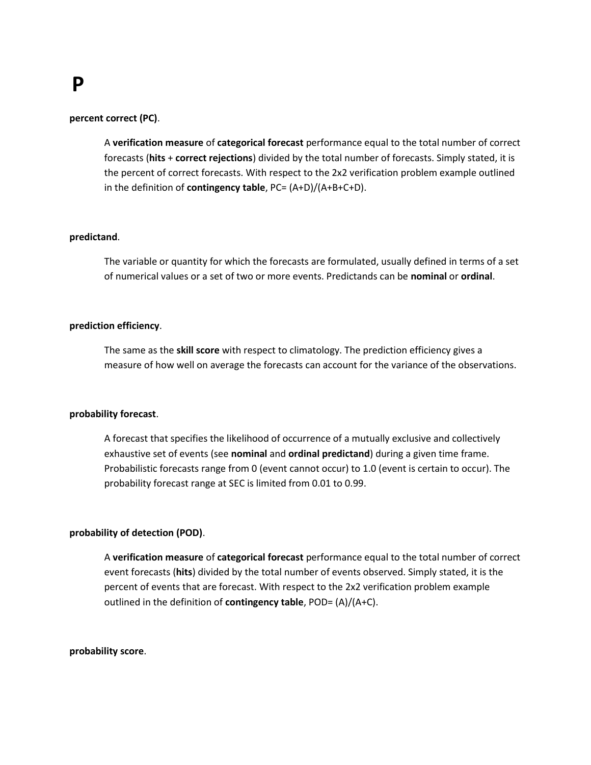# P

**percent correct (PC)**.

A **verification measure** of **categorical forecast** performance equal to the total number of correct forecasts (**hits** + **correct rejections**) divided by the total number of forecasts. Simply stated, it is the percent of correct forecasts. With respect to the 2x2 verification problem example outlined in the definition of **contingency table**, PC= (A+D)/(A+B+C+D).

**predictand**.

The variable or quantity for which the forecasts are formulated, usually defined in terms of a set of numerical values or a set of two or more events. Predictands can be **nominal** or **ordinal**.

**prediction efficiency**.

The same as the **skill score** with respect to climatology. The prediction efficiency gives a measure of how well on average the forecasts can account for the variance of the observations.

**probability forecast**.

A forecast that specifies the likelihood of occurrence of a mutually exclusive and collectively exhaustive set of events (see **nominal** and **ordinal predictand**) during a given time frame. Probabilistic forecasts range from 0 (event cannot occur) to 1.0 (event is certain to occur). The probability forecast range at SEC is limited from 0.01 to 0.99.

**probability of detection (POD)**.

A **verification measure** of **categorical forecast** performance equal to the total number of correct event forecasts (**hits**) divided by the total number of events observed. Simply stated, it is the percent of events that are forecast. With respect to the 2x2 verification problem example outlined in the definition of **contingency table**, POD= (A)/(A+C).

**probability score**.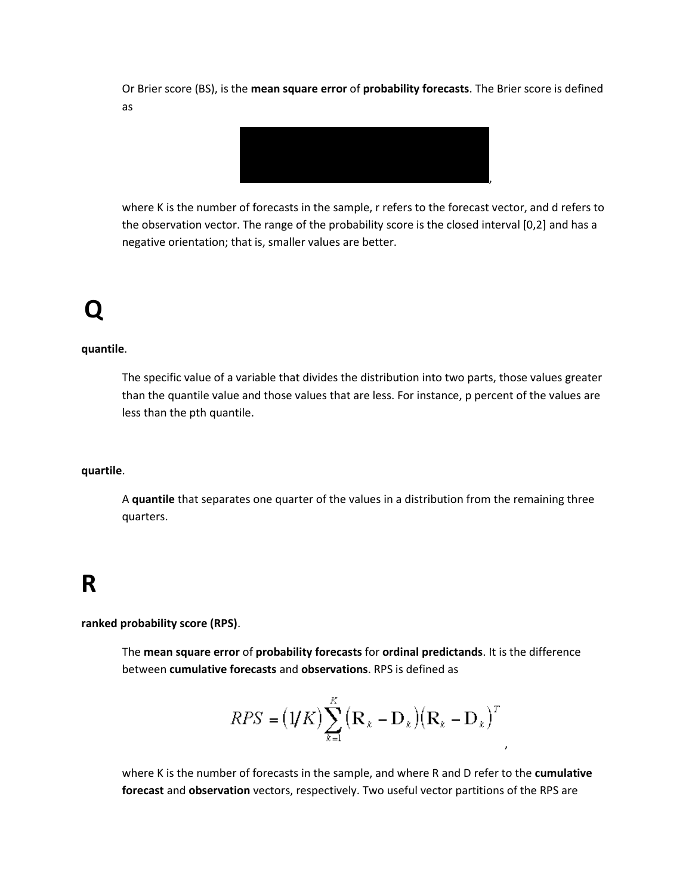Or Brier score (BS), is the **mean square error** of **probability forecasts**. The Brier score is defined as

,

where K is the number of forecasts in the sample, r refers to the forecast vector, and d refers to the observation vector. The range of the probability score is the closed interval [0,2] and has a negative orientation; that is, smaller values are better.

# Q

**quantile**.

The specific value of a variable that divides the distribution into two parts, those values greater than the quantile value and those values that are less. For instance, p percent of the values are less than the pth quantile.

**quartile**.

A **quantile** that separates one quarter of the values in a distribution from the remaining three quarters.

# R

**ranked probability score (RPS)**.

The **mean square error** of **probability forecasts** for **ordinal predictands**. It is the difference between **cumulative forecasts** and **observations**. RPS is defined as

$$RPS = (1/K)\sum_{k=1}^{K}(\mathbf{R}_k - \mathbf{D}_k)(\mathbf{R}_k - \mathbf{D}_k)^T$$

,

where K is the number of forecasts in the sample, and where R and D refer to the **cumulative forecast** and **observation** vectors, respectively. Two useful vector partitions of the RPS are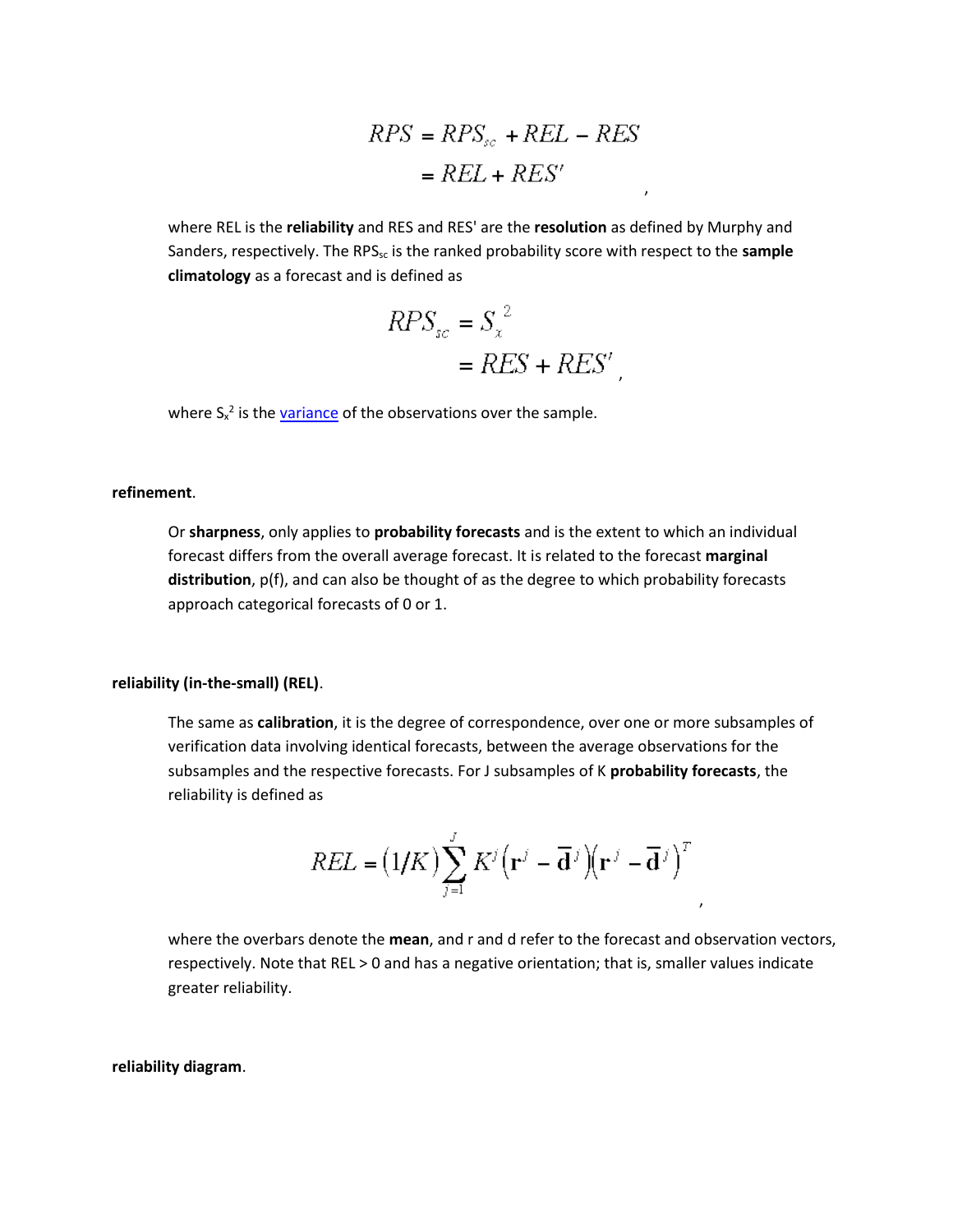$$RPS = RPS_{sc} + REL - RES$$
$$= REL + RES' ,$$

where REL is the **reliability** and RES and RES' are the **resolution** as defined by Murphy and Sanders, respectively. The $RPS_{sc}$ is the ranked probability score with respect to the **sample climatology** as a forecast and is defined as

$$RPS_{sc} = S_x^{\,2}$$
$$= RES + RES' ,$$

where $S_x^2$ is the variance of the observations over the sample.

**refinement**.

Or **sharpness**, only applies to **probability forecasts** and is the extent to which an individual forecast differs from the overall average forecast. It is related to the forecast **marginal distribution**, p(f), and can also be thought of as the degree to which probability forecasts approach categorical forecasts of 0 or 1.

**reliability (in-the-small) (REL)**.

The same as **calibration**, it is the degree of correspondence, over one or more subsamples of verification data involving identical forecasts, between the average observations for the subsamples and the respective forecasts. For J subsamples of K **probability forecasts**, the reliability is defined as

$$REL = (1/K)\sum_{j=1}^{J} K^j \left(\mathbf{r}^j - \overline{\mathbf{d}}^j\right)\left(\mathbf{r}^j - \overline{\mathbf{d}}^j\right)^T ,$$

where the overbars denote the **mean**, and r and d refer to the forecast and observation vectors, respectively. Note that REL > 0 and has a negative orientation; that is, smaller values indicate greater reliability.

**reliability diagram**.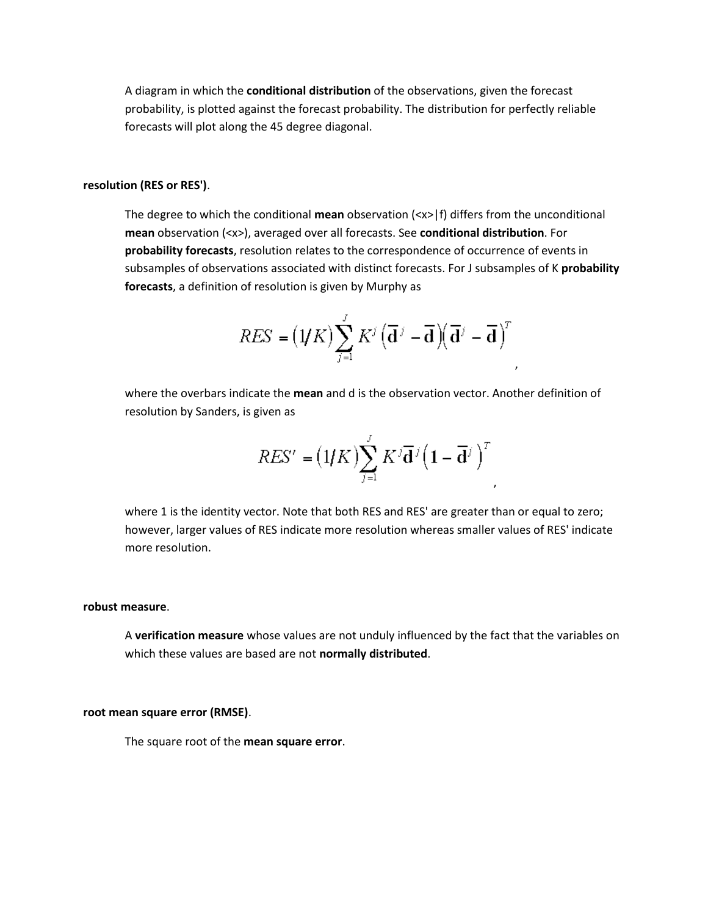A diagram in which the **conditional distribution** of the observations, given the forecast probability, is plotted against the forecast probability. The distribution for perfectly reliable forecasts will plot along the 45 degree diagonal.

**resolution (RES or RES')**.

The degree to which the conditional **mean** observation (<x>|f) differs from the unconditional **mean** observation (<x>), averaged over all forecasts. See **conditional distribution**. For **probability forecasts**, resolution relates to the correspondence of occurrence of events in subsamples of observations associated with distinct forecasts. For J subsamples of K **probability forecasts**, a definition of resolution is given by Murphy as

$$RES = (1/K)\sum_{j=1}^{J} K^j \left(\bar{\mathbf{d}}^j - \bar{\mathbf{d}}\right)\left(\bar{\mathbf{d}}^j - \bar{\mathbf{d}}\right)^T,$$

where the overbars indicate the **mean** and d is the observation vector. Another definition of resolution by Sanders, is given as

$$RES' = (1/K)\sum_{j=1}^{J} K^j \bar{\mathbf{d}}^j \left(\mathbf{1} - \bar{\mathbf{d}}^j\right)^T,$$

where 1 is the identity vector. Note that both RES and RES' are greater than or equal to zero; however, larger values of RES indicate more resolution whereas smaller values of RES' indicate more resolution.

**robust measure**.

A **verification measure** whose values are not unduly influenced by the fact that the variables on which these values are based are not **normally distributed**.

**root mean square error (RMSE)**.

The square root of the **mean square error**.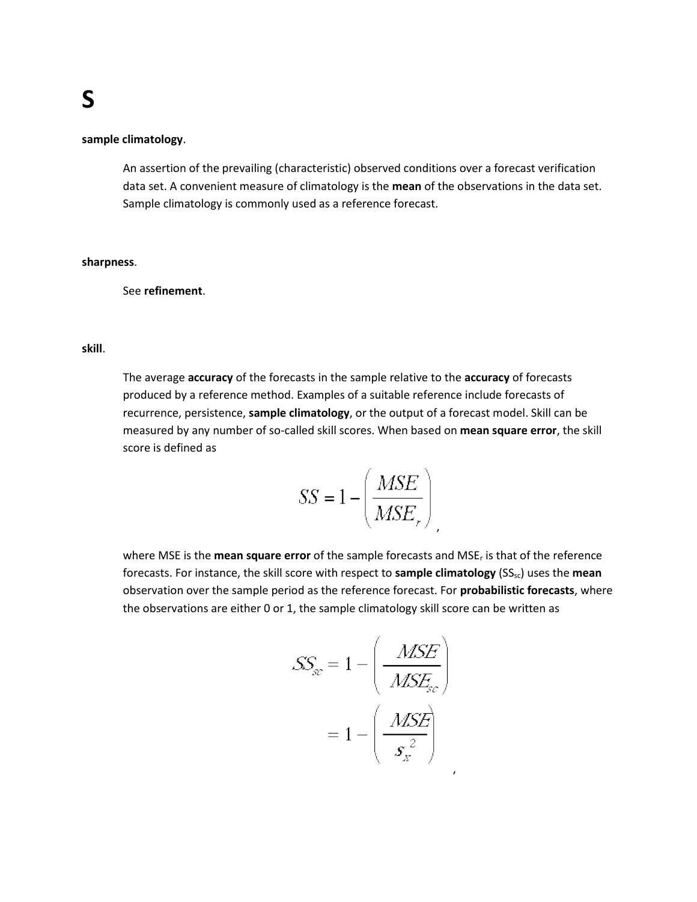# S

**sample climatology**.

An assertion of the prevailing (characteristic) observed conditions over a forecast verification data set. A convenient measure of climatology is the **mean** of the observations in the data set. Sample climatology is commonly used as a reference forecast.

**sharpness**.

See **refinement**.

**skill**.

The average **accuracy** of the forecasts in the sample relative to the **accuracy** of forecasts produced by a reference method. Examples of a suitable reference include forecasts of recurrence, persistence, **sample climatology**, or the output of a forecast model. Skill can be measured by any number of so-called skill scores. When based on **mean square error**, the skill score is defined as

$$SS = 1 - \left( \frac{MSE}{MSE_r} \right),$$

where MSE is the **mean square error** of the sample forecasts and $MSE_r$ is that of the reference forecasts. For instance, the skill score with respect to **sample climatology** ($SS_{sc}$) uses the **mean** observation over the sample period as the reference forecast. For **probabilistic forecasts**, where the observations are either 0 or 1, the sample climatology skill score can be written as

$$\begin{aligned} SS_{sc} &= 1 - \left( \frac{MSE}{MSE_{sc}} \right) \\ &= 1 - \left( \frac{MSE}{s_x^{\,2}} \right) \end{aligned},$$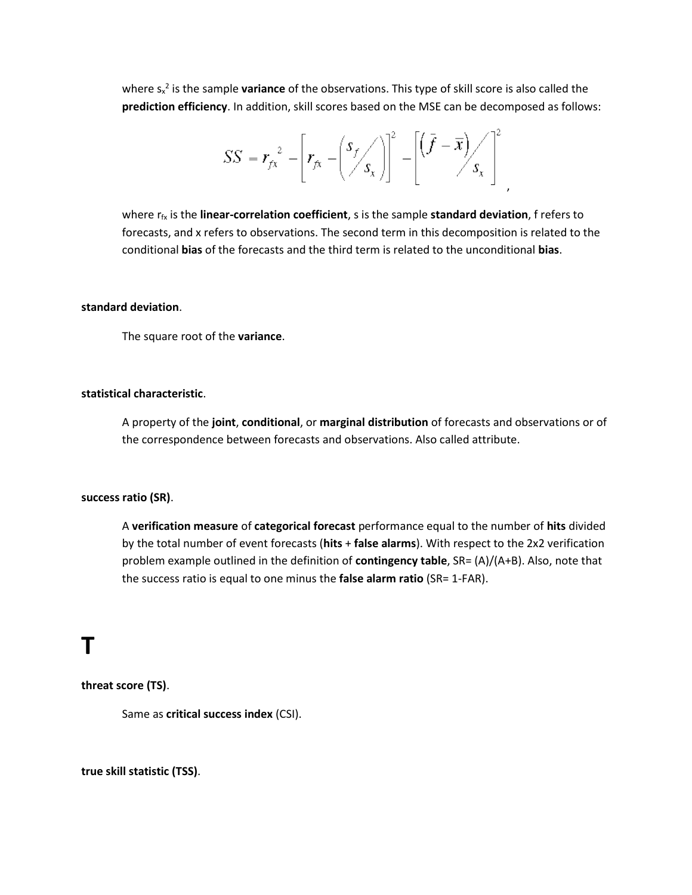where $s_x^2$ is the sample **variance** of the observations. This type of skill score is also called the **prediction efficiency**. In addition, skill scores based on the MSE can be decomposed as follows:

$$SS = r_{fx}^{2} - \left[ r_{fx} - \left( \frac{s_f}{s_x} \right) \right]^2 - \left[ \frac{\left( \bar{f} - \bar{x} \right)}{s_x} \right]^2 ,$$

where $r_{fx}$ is the **linear-correlation coefficient**, s is the sample **standard deviation**, f refers to forecasts, and x refers to observations. The second term in this decomposition is related to the conditional **bias** of the forecasts and the third term is related to the unconditional **bias**.

**standard deviation**.

The square root of the **variance**.

**statistical characteristic**.

A property of the **joint**, **conditional**, or **marginal distribution** of forecasts and observations or of the correspondence between forecasts and observations. Also called attribute.

**success ratio (SR)**.

A **verification measure** of **categorical forecast** performance equal to the number of **hits** divided by the total number of event forecasts (**hits** + **false alarms**). With respect to the 2x2 verification problem example outlined in the definition of **contingency table**, SR= (A)/(A+B). Also, note that the success ratio is equal to one minus the **false alarm ratio** (SR= 1-FAR).

# T

**threat score (TS)**.

Same as **critical success index** (CSI).

**true skill statistic (TSS)**.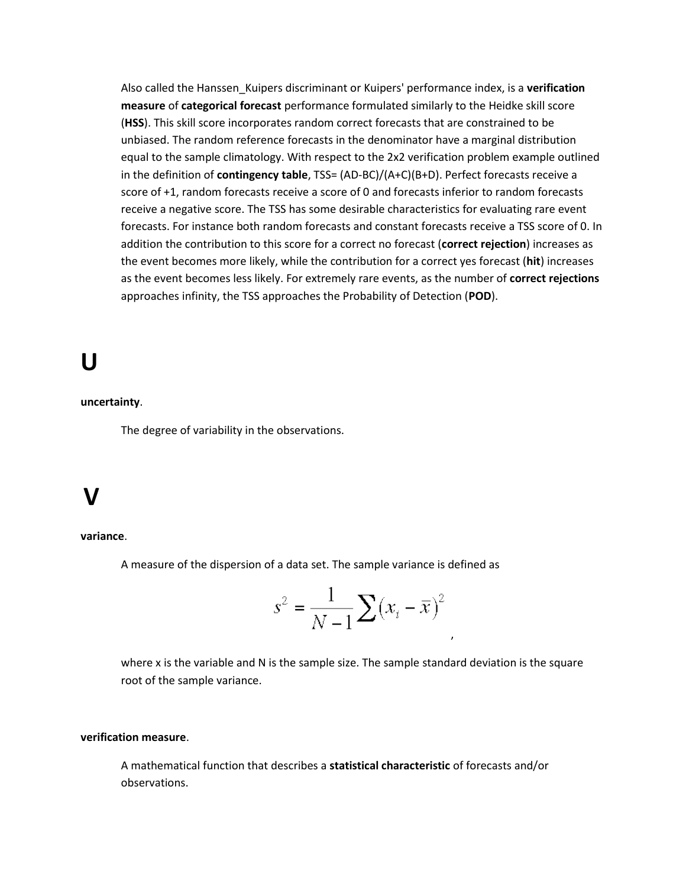Also called the Hanssen_Kuipers discriminant or Kuipers' performance index, is a **verification measure** of **categorical forecast** performance formulated similarly to the Heidke skill score (**HSS**). This skill score incorporates random correct forecasts that are constrained to be unbiased. The random reference forecasts in the denominator have a marginal distribution equal to the sample climatology. With respect to the 2x2 verification problem example outlined in the definition of **contingency table**, TSS= (AD-BC)/(A+C)(B+D). Perfect forecasts receive a score of +1, random forecasts receive a score of 0 and forecasts inferior to random forecasts receive a negative score. The TSS has some desirable characteristics for evaluating rare event forecasts. For instance both random forecasts and constant forecasts receive a TSS score of 0. In addition the contribution to this score for a correct no forecast (**correct rejection**) increases as the event becomes more likely, while the contribution for a correct yes forecast (**hit**) increases as the event becomes less likely. For extremely rare events, as the number of **correct rejections** approaches infinity, the TSS approaches the Probability of Detection (**POD**).

# U

**uncertainty**.

The degree of variability in the observations.

# V

**variance**.

A measure of the dispersion of a data set. The sample variance is defined as

$$s^2 = \frac{1}{N-1}\sum(x_i - \bar{x})^2,$$

where x is the variable and N is the sample size. The sample standard deviation is the square root of the sample variance.

**verification measure**.

A mathematical function that describes a **statistical characteristic** of forecasts and/or observations.